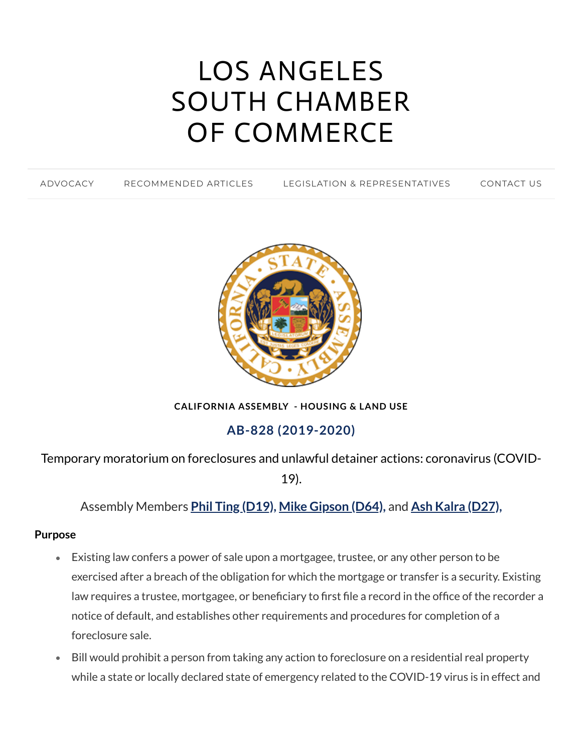# LOS ANGELES SOUTH CHAMBER OF COMMERCE

ADVOCACY | RECOMMENDED ARTICLES | LEGISLATION & REPRESENTATIVES | CONTACT US

**CALIFORNIA ASSEMBLY - HOUSING & LAND USE**

## AB-828 (2019-2020)

Temporary moratorium on foreclosures and unlawful detainer actions: coronavirus (COVID-19).

Assembly Members **Phil Ting (D19), Mike Gipson (D64),** and **Ash Kalra (D27),**

**Purpose**

- Existing law confers a power of sale upon a mortgagee, trustee, or any other person to be exercised after a breach of the obligation for which the mortgage or transfer is a security. Existing law requires a trustee, mortgagee, or beneficiary to first file a record in the office of the recorder a notice of default, and establishes other requirements and procedures for completion of a foreclosure sale.
- Bill would prohibit a person from taking any action to foreclosure on a residential real property while a state or locally declared state of emergency related to the COVID-19 virus is in effect and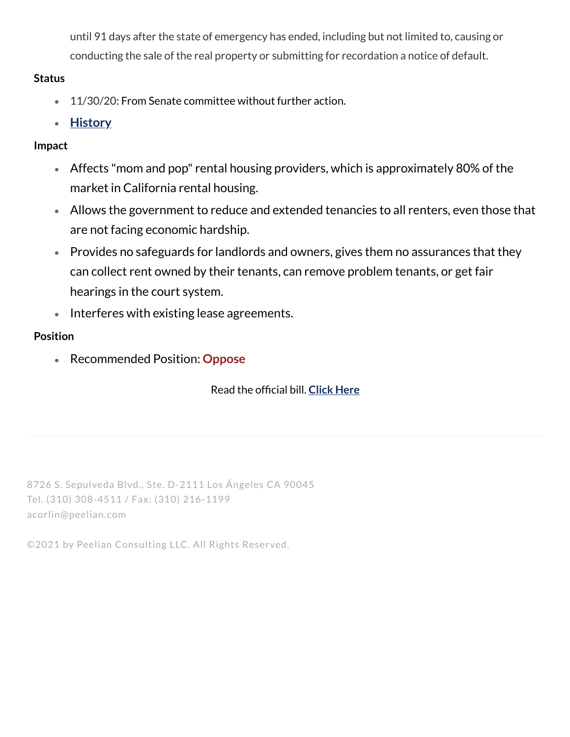until 91 days after the state of emergency has ended, including but not limited to, causing or conducting the sale of the real property or submitting for recordation a notice of default.

**Status**

- 11/30/20: From Senate committee without further action.
- **History**

**Impact**

- Affects "mom and pop" rental housing providers, which is approximately 80% of the market in California rental housing.
- Allows the government to reduce and extended tenancies to all renters, even those that are not facing economic hardship.
- Provides no safeguards for landlords and owners, gives them no assurances that they can collect rent owned by their tenants, can remove problem tenants, or get fair hearings in the court system.
- Interferes with existing lease agreements.

**Position**

- Recommended Position: **Oppose**

Read the official bill. **Click Here**

---

8726 S. Sepulveda Blvd., Ste. D-2111 Los Ángeles CA 90045
Tel. (310) 308-4511 / Fax: (310) 216-1199
acorlin@peelian.com

©2021 by Peelian Consulting LLC. All Rights Reserved.